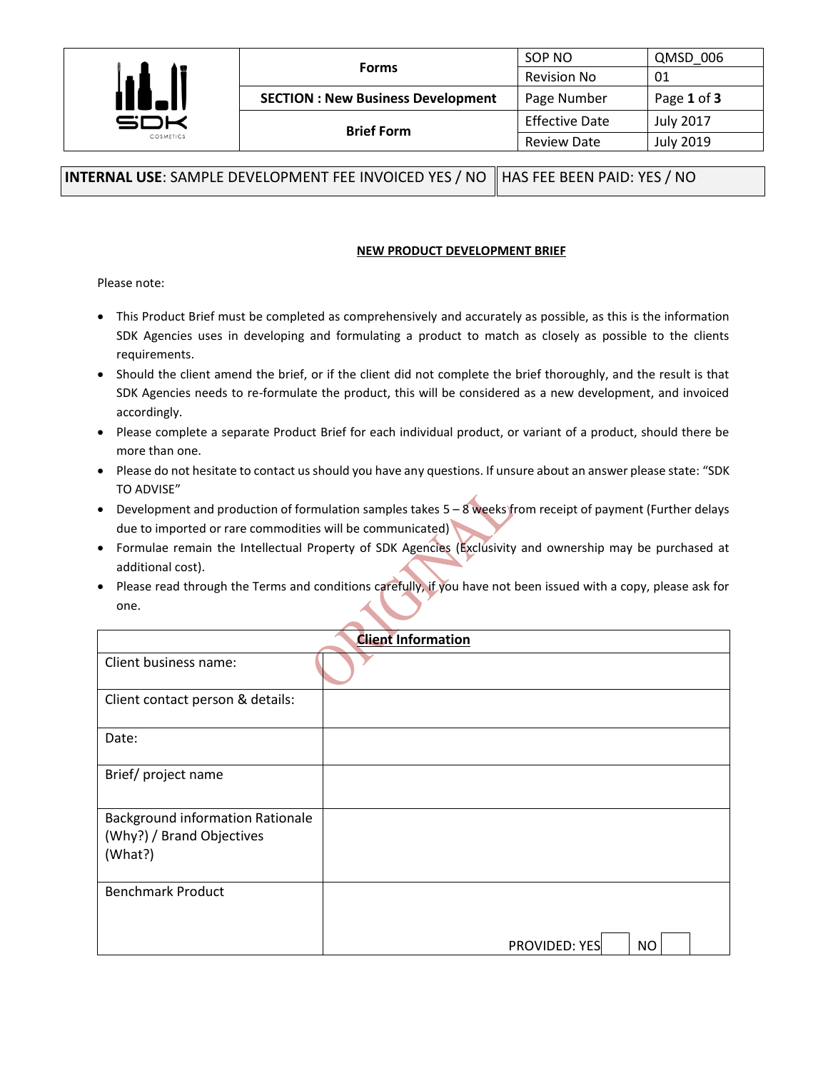| Forms | SOP NO | QMSD_006 |
|---|---|---|
| | Revision No | 01 |
| SECTION : New Business Development | Page Number | Page 1 of 3 |
| Brief Form | Effective Date | July 2017 |
| | Review Date | July 2019 |

| **INTERNAL USE**: SAMPLE DEVELOPMENT FEE INVOICED YES / NO | HAS FEE BEEN PAID: YES / NO |
|---|---|

## NEW PRODUCT DEVELOPMENT BRIEF

Please note:

- This Product Brief must be completed as comprehensively and accurately as possible, as this is the information SDK Agencies uses in developing and formulating a product to match as closely as possible to the clients requirements.
- Should the client amend the brief, or if the client did not complete the brief thoroughly, and the result is that SDK Agencies needs to re-formulate the product, this will be considered as a new development, and invoiced accordingly.
- Please complete a separate Product Brief for each individual product, or variant of a product, should there be more than one.
- Please do not hesitate to contact us should you have any questions. If unsure about an answer please state: "SDK TO ADVISE"
- Development and production of formulation samples takes 5 – 8 weeks from receipt of payment (Further delays due to imported or rare commodities will be communicated)
- Formulae remain the Intellectual Property of SDK Agencies (Exclusivity and ownership may be purchased at additional cost).
- Please read through the Terms and conditions carefully, if you have not been issued with a copy, please ask for one.

| **Client Information** | |
|---|---|
| Client business name: | |
| Client contact person & details: | |
| Date: | |
| Brief/ project name | |
| Background information Rationale (Why?) / Brand Objectives (What?) | |
| Benchmark Product | PROVIDED: YES ☐ NO ☐ |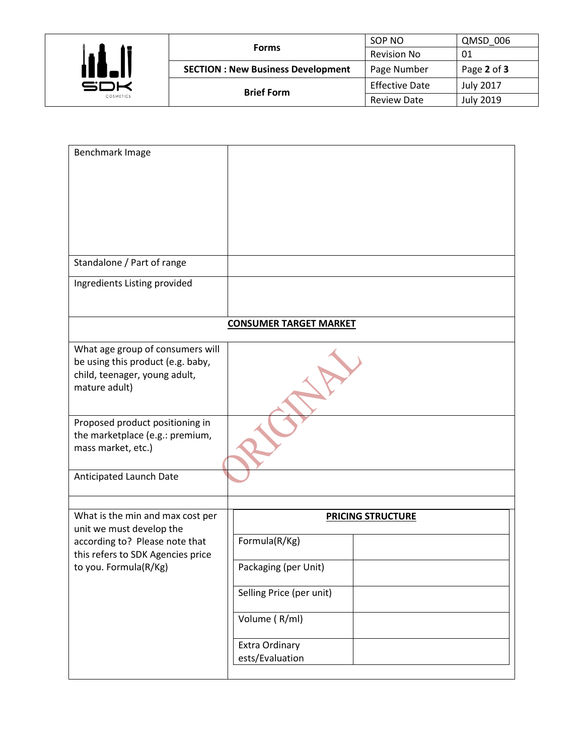| | |
|---|---|
| Benchmark Image | |
| Standalone / Part of range | |
| Ingredients Listing provided | |
| **CONSUMER TARGET MARKET** | |
| What age group of consumers will be using this product (e.g. baby, child, teenager, young adult, mature adult) | |
| Proposed product positioning in the marketplace (e.g.: premium, mass market, etc.) | |
| Anticipated Launch Date | |
| | |
| What is the min and max cost per unit we must develop the according to? Please note that this refers to SDK Agencies price to you. Formula(R/Kg) | **PRICING STRUCTURE** |

| **PRICING STRUCTURE** | |
|---|---|
| Formula(R/Kg) | |
| Packaging (per Unit) | |
| Selling Price (per unit) | |
| Volume ( R/ml) | |
| Extra Ordinary ests/Evaluation | |

ORIGINAL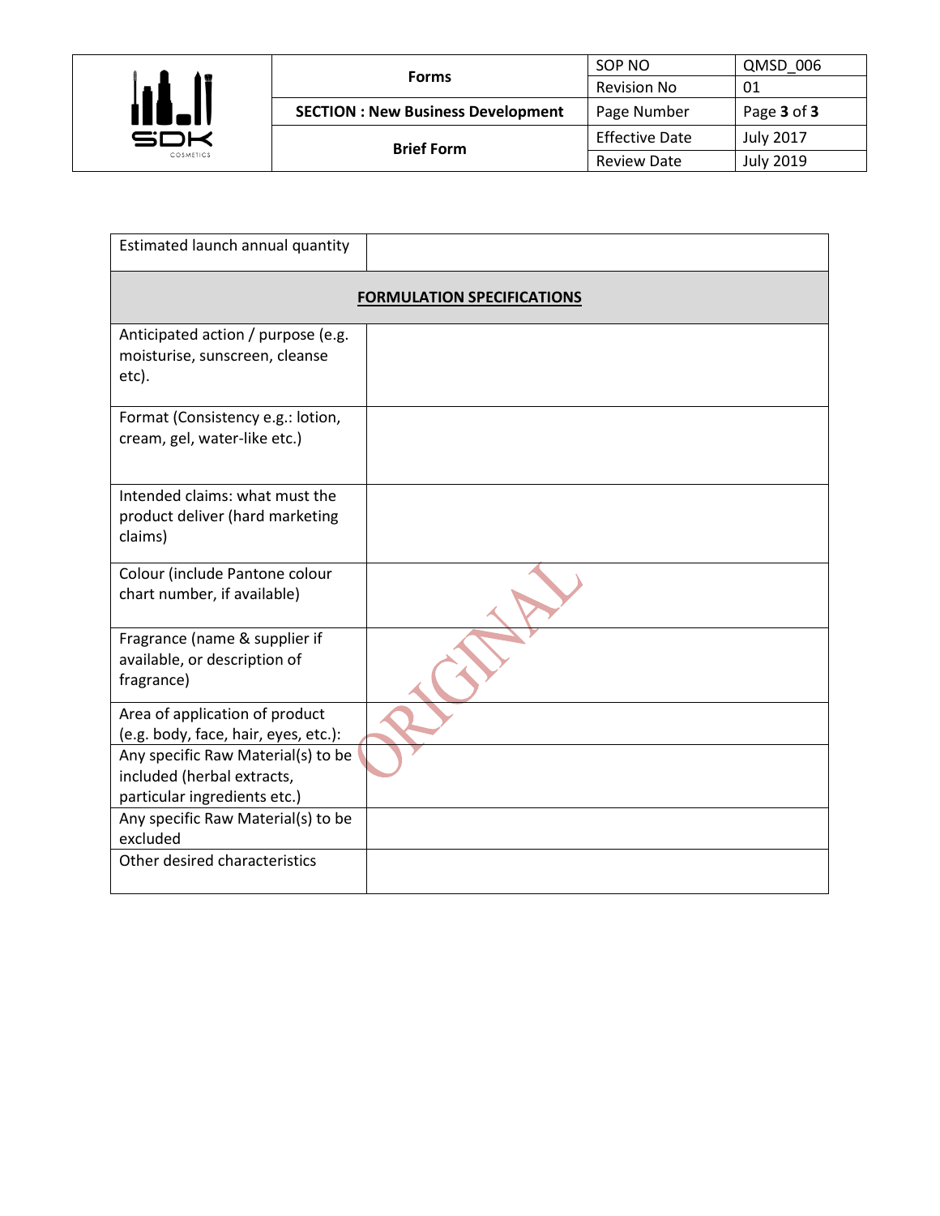| Estimated launch annual quantity | |
|---|---|
| **FORMULATION SPECIFICATIONS** | |
| Anticipated action / purpose (e.g. moisturise, sunscreen, cleanse etc). | |
| Format (Consistency e.g.: lotion, cream, gel, water-like etc.) | |
| Intended claims: what must the product deliver (hard marketing claims) | |
| Colour (include Pantone colour chart number, if available) | |
| Fragrance (name & supplier if available, or description of fragrance) | |
| Area of application of product (e.g. body, face, hair, eyes, etc.): | |
| Any specific Raw Material(s) to be included (herbal extracts, particular ingredients etc.) | |
| Any specific Raw Material(s) to be excluded | |
| Other desired characteristics | |

ORIGINAL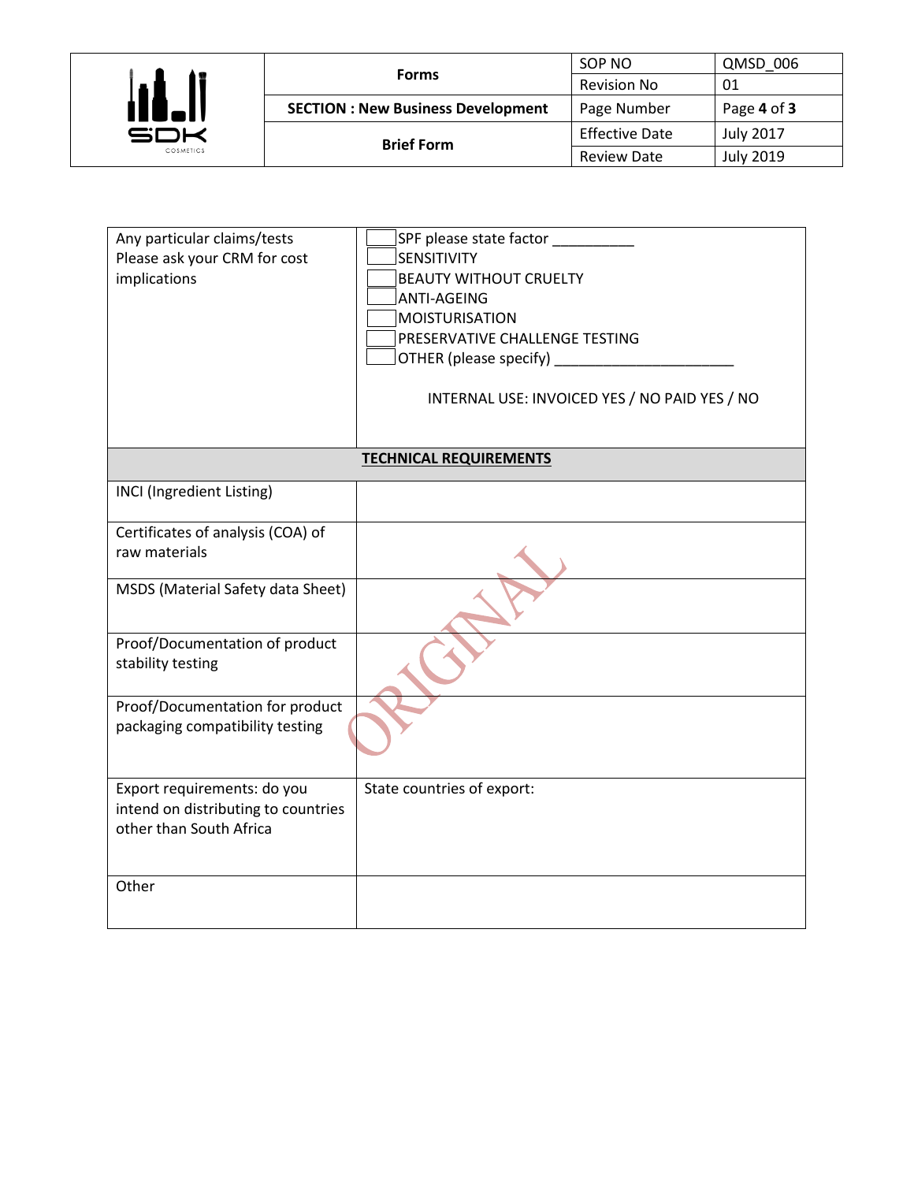| Any particular claims/tests Please ask your CRM for cost implications | ☐ SPF please state factor __________<br>☐ SENSITIVITY<br>☐ BEAUTY WITHOUT CRUELTY<br>☐ ANTI-AGEING<br>☐ MOISTURISATION<br>☐ PRESERVATIVE CHALLENGE TESTING<br>☐ OTHER (please specify) ______________________<br><br>INTERNAL USE: INVOICED YES / NO PAID YES / NO |
|---|---|
| **TECHNICAL REQUIREMENTS** | |
| INCI (Ingredient Listing) | |
| Certificates of analysis (COA) of raw materials | |
| MSDS (Material Safety data Sheet) | |
| Proof/Documentation of product stability testing | |
| Proof/Documentation for product packaging compatibility testing | |
| Export requirements: do you intend on distributing to countries other than South Africa | State countries of export: |
| Other | |

ORIGINAL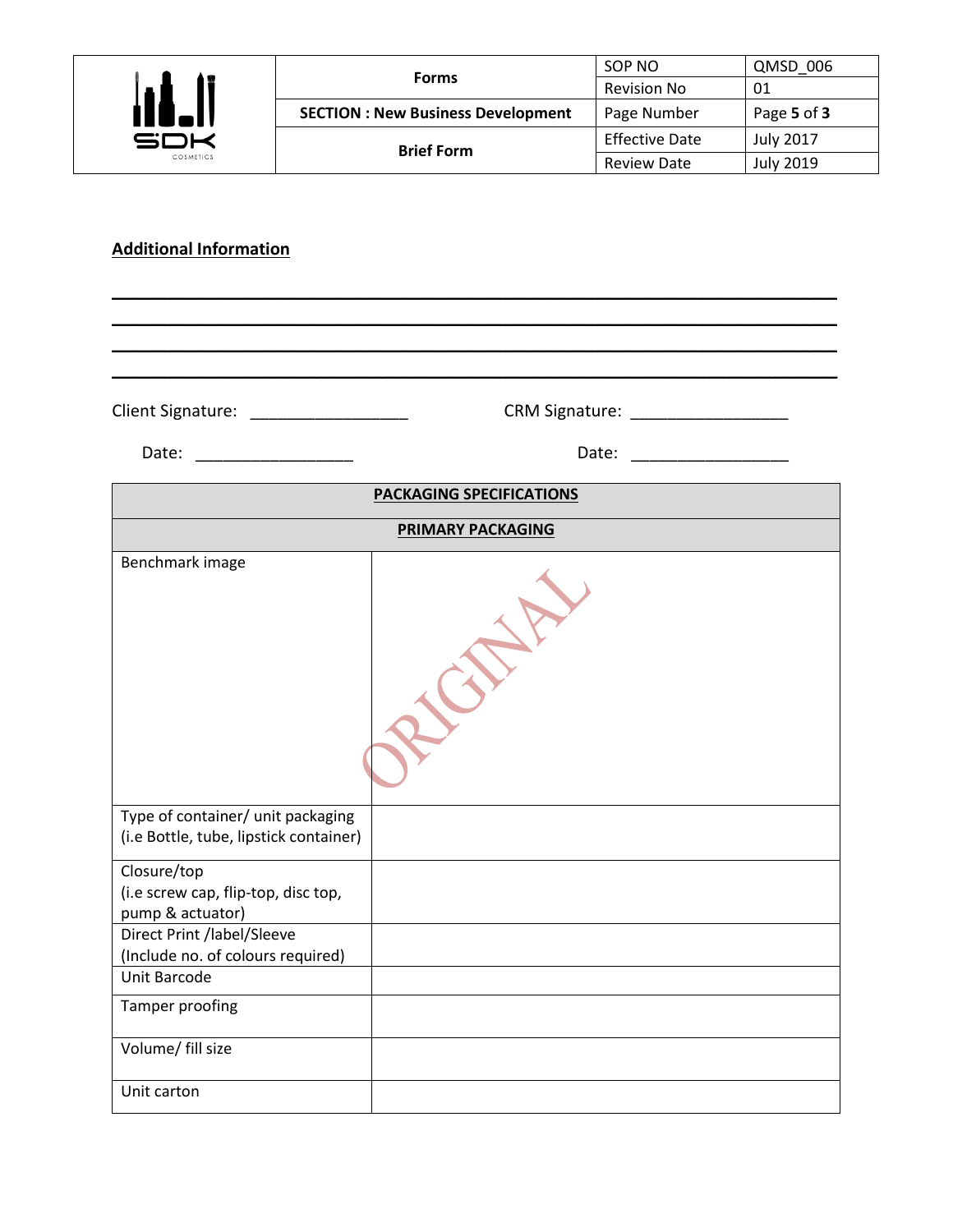**Additional Information**

\_\_\_\_\_\_\_\_\_\_\_\_\_\_\_\_\_\_\_\_\_\_\_\_\_\_\_\_\_\_\_\_\_\_\_\_\_\_\_\_\_\_\_\_\_\_\_\_\_\_\_\_\_\_\_\_\_\_\_\_\_\_\_\_\_\_\_\_\_\_\_\_\_\_\_\_\_\_

\_\_\_\_\_\_\_\_\_\_\_\_\_\_\_\_\_\_\_\_\_\_\_\_\_\_\_\_\_\_\_\_\_\_\_\_\_\_\_\_\_\_\_\_\_\_\_\_\_\_\_\_\_\_\_\_\_\_\_\_\_\_\_\_\_\_\_\_\_\_\_\_\_\_\_\_\_\_

\_\_\_\_\_\_\_\_\_\_\_\_\_\_\_\_\_\_\_\_\_\_\_\_\_\_\_\_\_\_\_\_\_\_\_\_\_\_\_\_\_\_\_\_\_\_\_\_\_\_\_\_\_\_\_\_\_\_\_\_\_\_\_\_\_\_\_\_\_\_\_\_\_\_\_\_\_\_

\_\_\_\_\_\_\_\_\_\_\_\_\_\_\_\_\_\_\_\_\_\_\_\_\_\_\_\_\_\_\_\_\_\_\_\_\_\_\_\_\_\_\_\_\_\_\_\_\_\_\_\_\_\_\_\_\_\_\_\_\_\_\_\_\_\_\_\_\_\_\_\_\_\_\_\_\_\_

Client Signature: \_\_\_\_\_\_\_\_\_\_\_\_\_\_\_\_\_ CRM Signature: \_\_\_\_\_\_\_\_\_\_\_\_\_\_\_\_\_

Date: \_\_\_\_\_\_\_\_\_\_\_\_\_\_\_\_\_ Date: \_\_\_\_\_\_\_\_\_\_\_\_\_\_\_\_\_

| **PACKAGING SPECIFICATIONS** | |
|---|---|
| **PRIMARY PACKAGING** | |
| Benchmark image | |
| Type of container/ unit packaging (i.e Bottle, tube, lipstick container) | |
| Closure/top (i.e screw cap, flip-top, disc top, pump & actuator) | |
| Direct Print /label/Sleeve (Include no. of colours required) | |
| Unit Barcode | |
| Tamper proofing | |
| Volume/ fill size | |
| Unit carton | |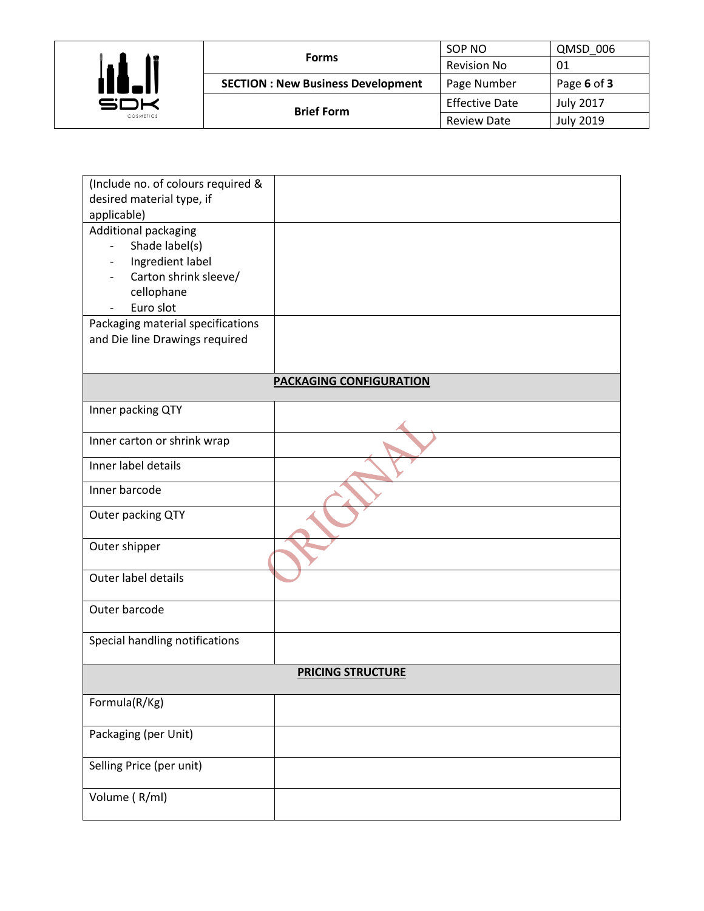| | |
|---|---|
| (Include no. of colours required & desired material type, if applicable) | |
| Additional packaging<br>- Shade label(s)<br>- Ingredient label<br>- Carton shrink sleeve/ cellophane<br>- Euro slot | |
| Packaging material specifications and Die line Drawings required | |
| **PACKAGING CONFIGURATION** | |
| Inner packing QTY | |
| Inner carton or shrink wrap | |
| Inner label details | |
| Inner barcode | |
| Outer packing QTY | |
| Outer shipper | |
| Outer label details | |
| Outer barcode | |
| Special handling notifications | |
| **PRICING STRUCTURE** | |
| Formula(R/Kg) | |
| Packaging (per Unit) | |
| Selling Price (per unit) | |
| Volume ( R/ml) | |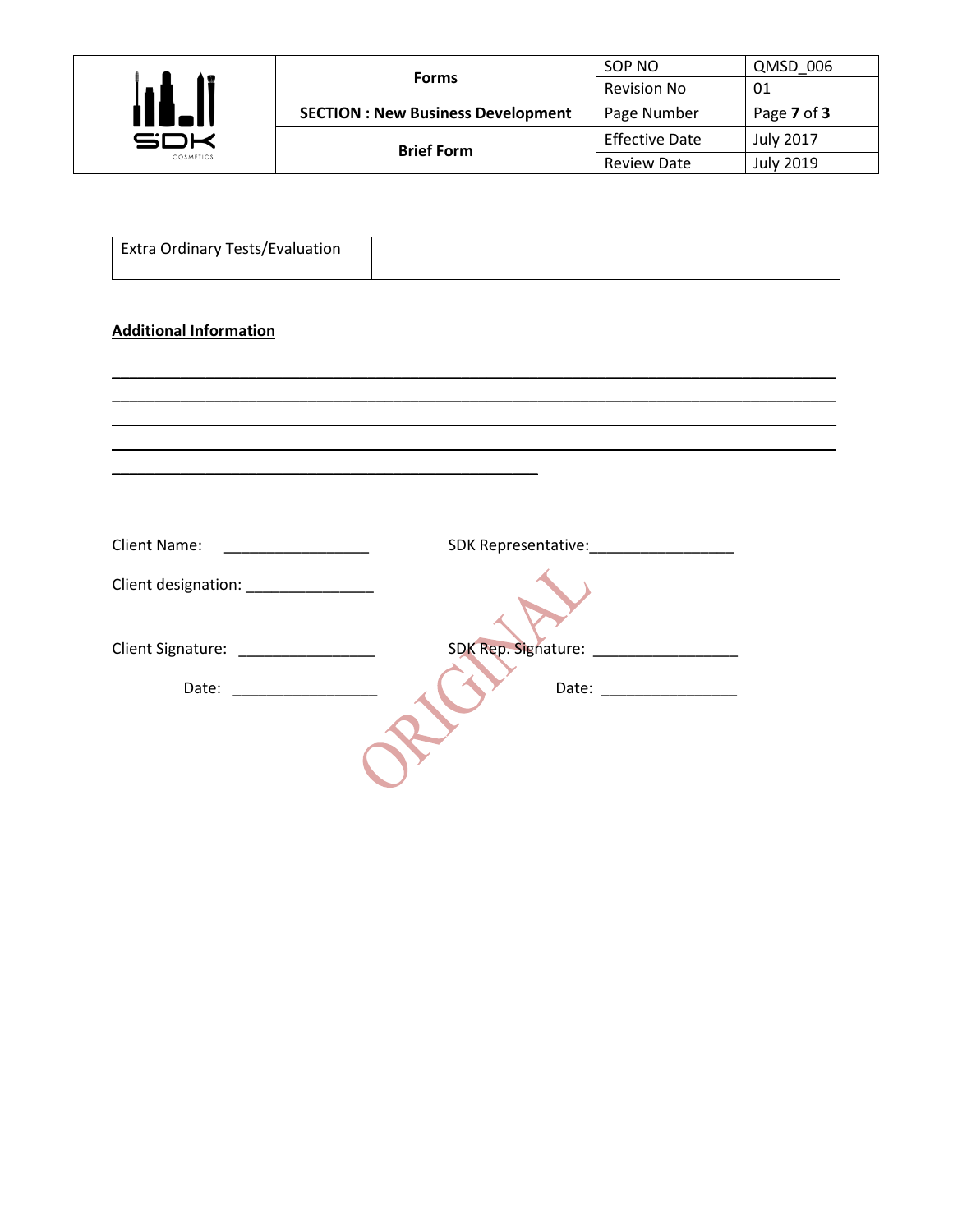| | |
|---|---|
| Extra Ordinary Tests/Evaluation | |

**Additional Information**

\_\_\_\_\_\_\_\_\_\_\_\_\_\_\_\_\_\_\_\_\_\_\_\_\_\_\_\_\_\_\_\_\_\_\_\_\_\_\_\_\_\_\_\_\_\_\_\_\_\_\_\_\_\_\_\_\_\_\_\_\_\_\_\_\_\_\_\_\_\_\_\_\_\_\_\_\_\_
\_\_\_\_\_\_\_\_\_\_\_\_\_\_\_\_\_\_\_\_\_\_\_\_\_\_\_\_\_\_\_\_\_\_\_\_\_\_\_\_\_\_\_\_\_\_\_\_\_\_\_\_\_\_\_\_\_\_\_\_\_\_\_\_\_\_\_\_\_\_\_\_\_\_\_\_\_\_
\_\_\_\_\_\_\_\_\_\_\_\_\_\_\_\_\_\_\_\_\_\_\_\_\_\_\_\_\_\_\_\_\_\_\_\_\_\_\_\_\_\_\_\_\_\_\_\_\_\_\_\_\_\_\_\_\_\_\_\_\_\_\_\_\_\_\_\_\_\_\_\_\_\_\_\_\_\_
\_\_\_\_\_\_\_\_\_\_\_\_\_\_\_\_\_\_\_\_\_\_\_\_\_\_\_\_\_\_\_\_\_\_\_\_\_\_\_\_\_\_\_\_\_\_\_\_\_\_\_\_\_\_\_\_\_\_\_\_\_\_\_\_\_\_\_\_\_\_\_\_\_\_\_\_\_\_
\_\_\_\_\_\_\_\_\_\_\_\_\_\_\_\_\_\_\_\_\_\_\_\_\_\_\_\_\_\_\_\_\_\_\_\_\_\_\_\_\_\_\_\_\_

Client Name: \_\_\_\_\_\_\_\_\_\_\_\_\_\_\_\_\_ SDK Representative:\_\_\_\_\_\_\_\_\_\_\_\_\_\_\_\_\_

Client designation: \_\_\_\_\_\_\_\_\_\_\_\_\_\_\_

Client Signature: \_\_\_\_\_\_\_\_\_\_\_\_\_\_\_\_ SDK Rep. Signature: \_\_\_\_\_\_\_\_\_\_\_\_\_\_\_\_\_

Date: \_\_\_\_\_\_\_\_\_\_\_\_\_\_\_\_\_ Date: \_\_\_\_\_\_\_\_\_\_\_\_\_\_\_\_

ORIGINAL